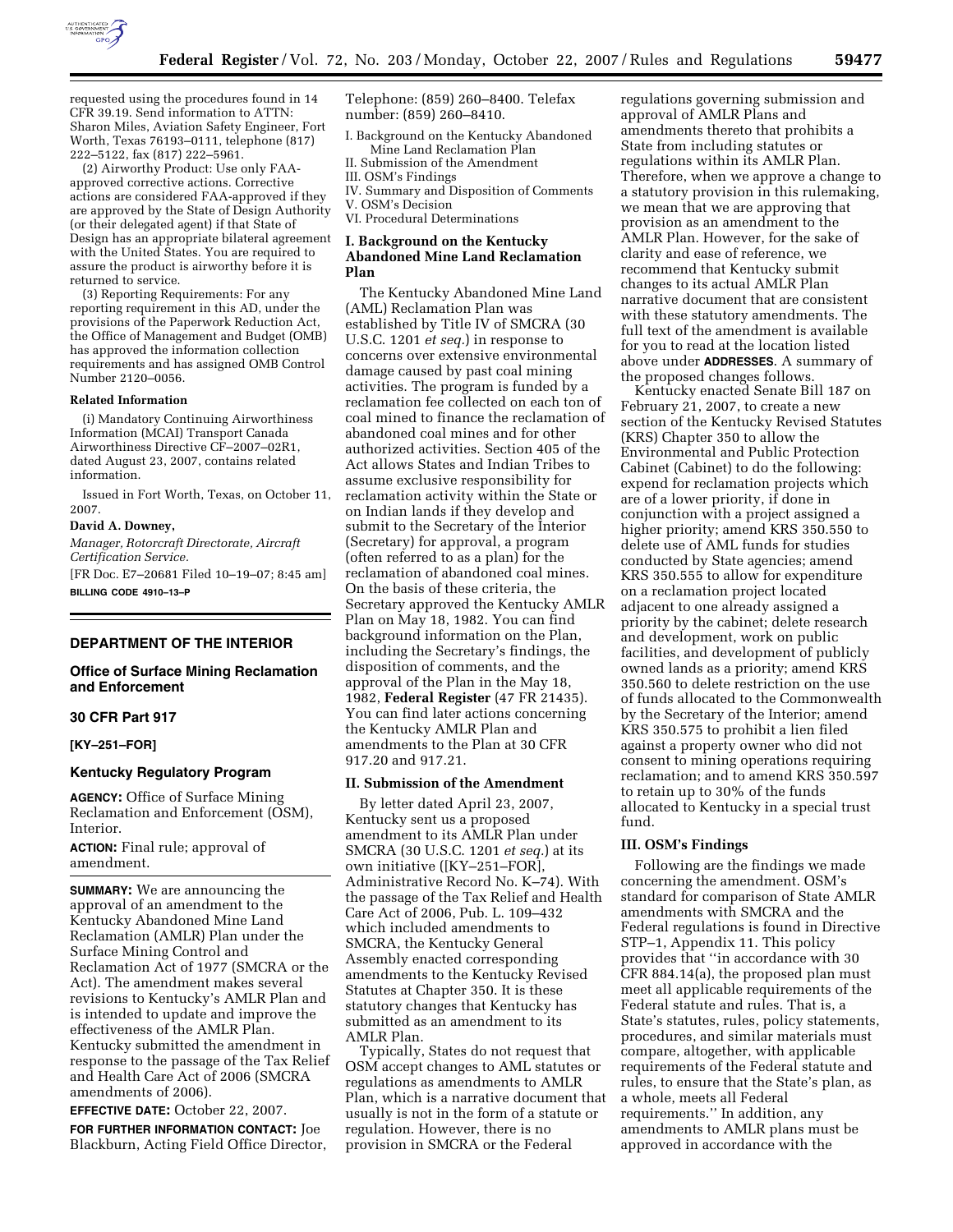requested using the procedures found in 14 CFR 39.19. Send information to ATTN: Sharon Miles, Aviation Safety Engineer, Fort Worth, Texas 76193–0111, telephone (817) 222–5122, fax (817) 222–5961.

(2) Airworthy Product: Use only FAA-approved corrective actions. Corrective actions are considered FAA-approved if they are approved by the State of Design Authority (or their delegated agent) if that State of Design has an appropriate bilateral agreement with the United States. You are required to assure the product is airworthy before it is returned to service.

(3) Reporting Requirements: For any reporting requirement in this AD, under the provisions of the Paperwork Reduction Act, the Office of Management and Budget (OMB) has approved the information collection requirements and has assigned OMB Control Number 2120–0056.

**Related Information**

(i) Mandatory Continuing Airworthiness Information (MCAI) Transport Canada Airworthiness Directive CF–2007–02R1, dated August 23, 2007, contains related information.

Issued in Fort Worth, Texas, on October 11, 2007.

**David A. Downey,**

*Manager, Rotorcraft Directorate, Aircraft Certification Service.*

[FR Doc. E7–20681 Filed 10–19–07; 8:45 am]

**BILLING CODE 4910–13–P**

## DEPARTMENT OF THE INTERIOR

### Office of Surface Mining Reclamation and Enforcement

### 30 CFR Part 917

### [KY–251–FOR]

### Kentucky Regulatory Program

**AGENCY:** Office of Surface Mining Reclamation and Enforcement (OSM), Interior.

**ACTION:** Final rule; approval of amendment.

**SUMMARY:** We are announcing the approval of an amendment to the Kentucky Abandoned Mine Land Reclamation (AMLR) Plan under the Surface Mining Control and Reclamation Act of 1977 (SMCRA or the Act). The amendment makes several revisions to Kentucky's AMLR Plan and is intended to update and improve the effectiveness of the AMLR Plan. Kentucky submitted the amendment in response to the passage of the Tax Relief and Health Care Act of 2006 (SMCRA amendments of 2006).

**EFFECTIVE DATE:** October 22, 2007.

**FOR FURTHER INFORMATION CONTACT:** Joe Blackburn, Acting Field Office Director, Telephone: (859) 260–8400. Telefax number: (859) 260–8410.

I. Background on the Kentucky Abandoned Mine Land Reclamation Plan
II. Submission of the Amendment
III. OSM's Findings
IV. Summary and Disposition of Comments
V. OSM's Decision
VI. Procedural Determinations

### I. Background on the Kentucky Abandoned Mine Land Reclamation Plan

The Kentucky Abandoned Mine Land (AML) Reclamation Plan was established by Title IV of SMCRA (30 U.S.C. 1201 *et seq.*) in response to concerns over extensive environmental damage caused by past coal mining activities. The program is funded by a reclamation fee collected on each ton of coal mined to finance the reclamation of abandoned coal mines and for other authorized activities. Section 405 of the Act allows States and Indian Tribes to assume exclusive responsibility for reclamation activity within the State or on Indian lands if they develop and submit to the Secretary of the Interior (Secretary) for approval, a program (often referred to as a plan) for the reclamation of abandoned coal mines. On the basis of these criteria, the Secretary approved the Kentucky AMLR Plan on May 18, 1982. You can find background information on the Plan, including the Secretary's findings, the disposition of comments, and the approval of the Plan in the May 18, 1982, **Federal Register** (47 FR 21435). You can find later actions concerning the Kentucky AMLR Plan and amendments to the Plan at 30 CFR 917.20 and 917.21.

### II. Submission of the Amendment

By letter dated April 23, 2007, Kentucky sent us a proposed amendment to its AMLR Plan under SMCRA (30 U.S.C. 1201 *et seq.*) at its own initiative ([KY–251–FOR], Administrative Record No. K–74). With the passage of the Tax Relief and Health Care Act of 2006, Pub. L. 109–432 which included amendments to SMCRA, the Kentucky General Assembly enacted corresponding amendments to the Kentucky Revised Statutes at Chapter 350. It is these statutory changes that Kentucky has submitted as an amendment to its AMLR Plan.

Typically, States do not request that OSM accept changes to AML statutes or regulations as amendments to AMLR Plan, which is a narrative document that usually is not in the form of a statute or regulation. However, there is no provision in SMCRA or the Federal regulations governing submission and approval of AMLR Plans and amendments thereto that prohibits a State from including statutes or regulations within its AMLR Plan. Therefore, when we approve a change to a statutory provision in this rulemaking, we mean that we are approving that provision as an amendment to the AMLR Plan. However, for the sake of clarity and ease of reference, we recommend that Kentucky submit changes to its actual AMLR Plan narrative document that are consistent with these statutory amendments. The full text of the amendment is available for you to read at the location listed above under **ADDRESSES**. A summary of the proposed changes follows.

Kentucky enacted Senate Bill 187 on February 21, 2007, to create a new section of the Kentucky Revised Statutes (KRS) Chapter 350 to allow the Environmental and Public Protection Cabinet (Cabinet) to do the following: expend for reclamation projects which are of a lower priority, if done in conjunction with a project assigned a higher priority; amend KRS 350.550 to delete use of AML funds for studies conducted by State agencies; amend KRS 350.555 to allow for expenditure on a reclamation project located adjacent to one already assigned a priority by the cabinet; delete research and development, work on public facilities, and development of publicly owned lands as a priority; amend KRS 350.560 to delete restriction on the use of funds allocated to the Commonwealth by the Secretary of the Interior; amend KRS 350.575 to prohibit a lien filed against a property owner who did not consent to mining operations requiring reclamation; and to amend KRS 350.597 to retain up to 30% of the funds allocated to Kentucky in a special trust fund.

### III. OSM's Findings

Following are the findings we made concerning the amendment. OSM's standard for comparison of State AMLR amendments with SMCRA and the Federal regulations is found in Directive STP–1, Appendix 11. This policy provides that "in accordance with 30 CFR 884.14(a), the proposed plan must meet all applicable requirements of the Federal statute and rules. That is, a State's statutes, rules, policy statements, procedures, and similar materials must compare, altogether, with applicable requirements of the Federal statute and rules, to ensure that the State's plan, as a whole, meets all Federal requirements." In addition, any amendments to AMLR plans must be approved in accordance with the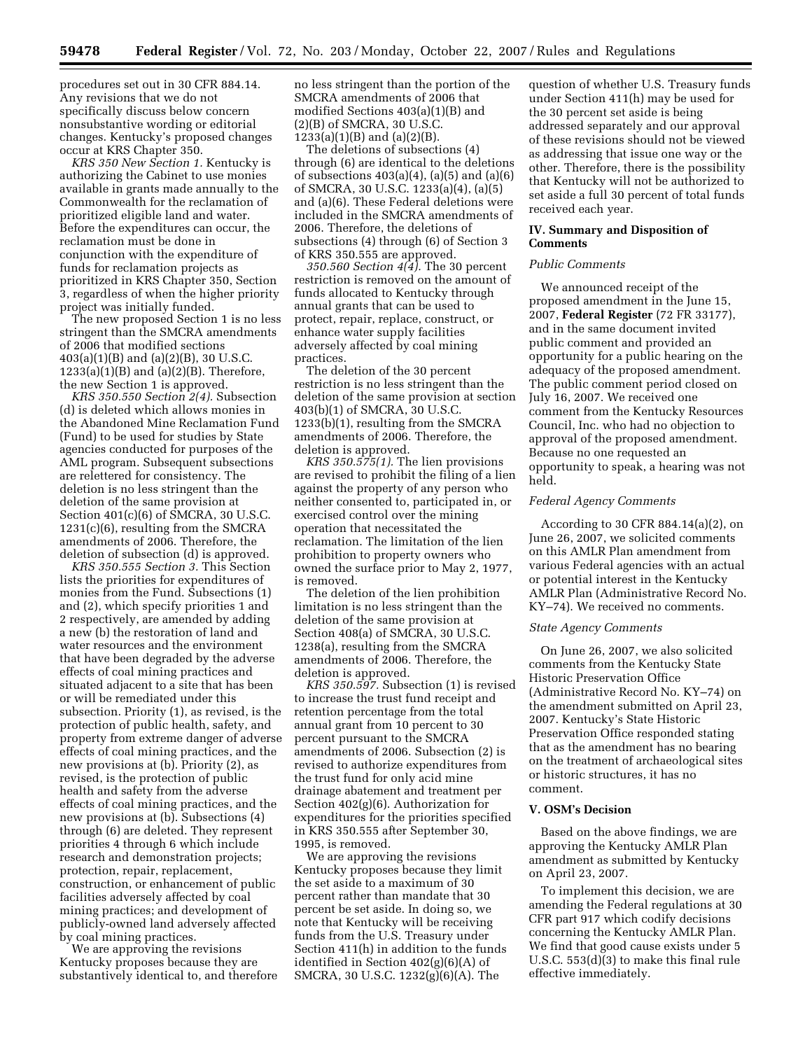procedures set out in 30 CFR 884.14. Any revisions that we do not specifically discuss below concern nonsubstantive wording or editorial changes. Kentucky's proposed changes occur at KRS Chapter 350.

*KRS 350 New Section 1.* Kentucky is authorizing the Cabinet to use monies available in grants made annually to the Commonwealth for the reclamation of prioritized eligible land and water. Before the expenditures can occur, the reclamation must be done in conjunction with the expenditure of funds for reclamation projects as prioritized in KRS Chapter 350, Section 3, regardless of when the higher priority project was initially funded.

The new proposed Section 1 is no less stringent than the SMCRA amendments of 2006 that modified sections 403(a)(1)(B) and (a)(2)(B), 30 U.S.C. 1233(a)(1)(B) and (a)(2)(B). Therefore, the new Section 1 is approved.

*KRS 350.550 Section 2(4).* Subsection (d) is deleted which allows monies in the Abandoned Mine Reclamation Fund (Fund) to be used for studies by State agencies conducted for purposes of the AML program. Subsequent subsections are relettered for consistency. The deletion is no less stringent than the deletion of the same provision at Section 401(c)(6) of SMCRA, 30 U.S.C. 1231(c)(6), resulting from the SMCRA amendments of 2006. Therefore, the deletion of subsection (d) is approved.

*KRS 350.555 Section 3.* This Section lists the priorities for expenditures of monies from the Fund. Subsections (1) and (2), which specify priorities 1 and 2 respectively, are amended by adding a new (b) the restoration of land and water resources and the environment that have been degraded by the adverse effects of coal mining practices and situated adjacent to a site that has been or will be remediated under this subsection. Priority (1), as revised, is the protection of public health, safety, and property from extreme danger of adverse effects of coal mining practices, and the new provisions at (b). Priority (2), as revised, is the protection of public health and safety from the adverse effects of coal mining practices, and the new provisions at (b). Subsections (4) through (6) are deleted. They represent priorities 4 through 6 which include research and demonstration projects; protection, repair, replacement, construction, or enhancement of public facilities adversely affected by coal mining practices; and development of publicly-owned land adversely affected by coal mining practices.

We are approving the revisions Kentucky proposes because they are substantively identical to, and therefore no less stringent than the portion of the SMCRA amendments of 2006 that modified Sections 403(a)(1)(B) and (2)(B) of SMCRA, 30 U.S.C. 1233(a)(1)(B) and (a)(2)(B).

The deletions of subsections (4) through (6) are identical to the deletions of subsections 403(a)(4), (a)(5) and (a)(6) of SMCRA, 30 U.S.C. 1233(a)(4), (a)(5) and (a)(6). These Federal deletions were included in the SMCRA amendments of 2006. Therefore, the deletions of subsections (4) through (6) of Section 3 of KRS 350.555 are approved.

*350.560 Section 4(4).* The 30 percent restriction is removed on the amount of funds allocated to Kentucky through annual grants that can be used to protect, repair, replace, construct, or enhance water supply facilities adversely affected by coal mining practices.

The deletion of the 30 percent restriction is no less stringent than the deletion of the same provision at section 403(b)(1) of SMCRA, 30 U.S.C. 1233(b)(1), resulting from the SMCRA amendments of 2006. Therefore, the deletion is approved.

*KRS 350.575(1).* The lien provisions are revised to prohibit the filing of a lien against the property of any person who neither consented to, participated in, or exercised control over the mining operation that necessitated the reclamation. The limitation of the lien prohibition to property owners who owned the surface prior to May 2, 1977, is removed.

The deletion of the lien prohibition limitation is no less stringent than the deletion of the same provision at Section 408(a) of SMCRA, 30 U.S.C. 1238(a), resulting from the SMCRA amendments of 2006. Therefore, the deletion is approved.

*KRS 350.597.* Subsection (1) is revised to increase the trust fund receipt and retention percentage from the total annual grant from 10 percent to 30 percent pursuant to the SMCRA amendments of 2006. Subsection (2) is revised to authorize expenditures from the trust fund for only acid mine drainage abatement and treatment per Section 402(g)(6). Authorization for expenditures for the priorities specified in KRS 350.555 after September 30, 1995, is removed.

We are approving the revisions Kentucky proposes because they limit the set aside to a maximum of 30 percent rather than mandate that 30 percent be set aside. In doing so, we note that Kentucky will be receiving funds from the U.S. Treasury under Section 411(h) in addition to the funds identified in Section 402(g)(6)(A) of SMCRA, 30 U.S.C. 1232(g)(6)(A). The question of whether U.S. Treasury funds under Section 411(h) may be used for the 30 percent set aside is being addressed separately and our approval of these revisions should not be viewed as addressing that issue one way or the other. Therefore, there is the possibility that Kentucky will not be authorized to set aside a full 30 percent of total funds received each year.

## IV. Summary and Disposition of Comments

### *Public Comments*

We announced receipt of the proposed amendment in the June 15, 2007, **Federal Register** (72 FR 33177), and in the same document invited public comment and provided an opportunity for a public hearing on the adequacy of the proposed amendment. The public comment period closed on July 16, 2007. We received one comment from the Kentucky Resources Council, Inc. who had no objection to approval of the proposed amendment. Because no one requested an opportunity to speak, a hearing was not held.

### *Federal Agency Comments*

According to 30 CFR 884.14(a)(2), on June 26, 2007, we solicited comments on this AMLR Plan amendment from various Federal agencies with an actual or potential interest in the Kentucky AMLR Plan (Administrative Record No. KY–74). We received no comments.

### *State Agency Comments*

On June 26, 2007, we also solicited comments from the Kentucky State Historic Preservation Office (Administrative Record No. KY–74) on the amendment submitted on April 23, 2007. Kentucky's State Historic Preservation Office responded stating that as the amendment has no bearing on the treatment of archaeological sites or historic structures, it has no comment.

## V. OSM's Decision

Based on the above findings, we are approving the Kentucky AMLR Plan amendment as submitted by Kentucky on April 23, 2007.

To implement this decision, we are amending the Federal regulations at 30 CFR part 917 which codify decisions concerning the Kentucky AMLR Plan. We find that good cause exists under 5 U.S.C. 553(d)(3) to make this final rule effective immediately.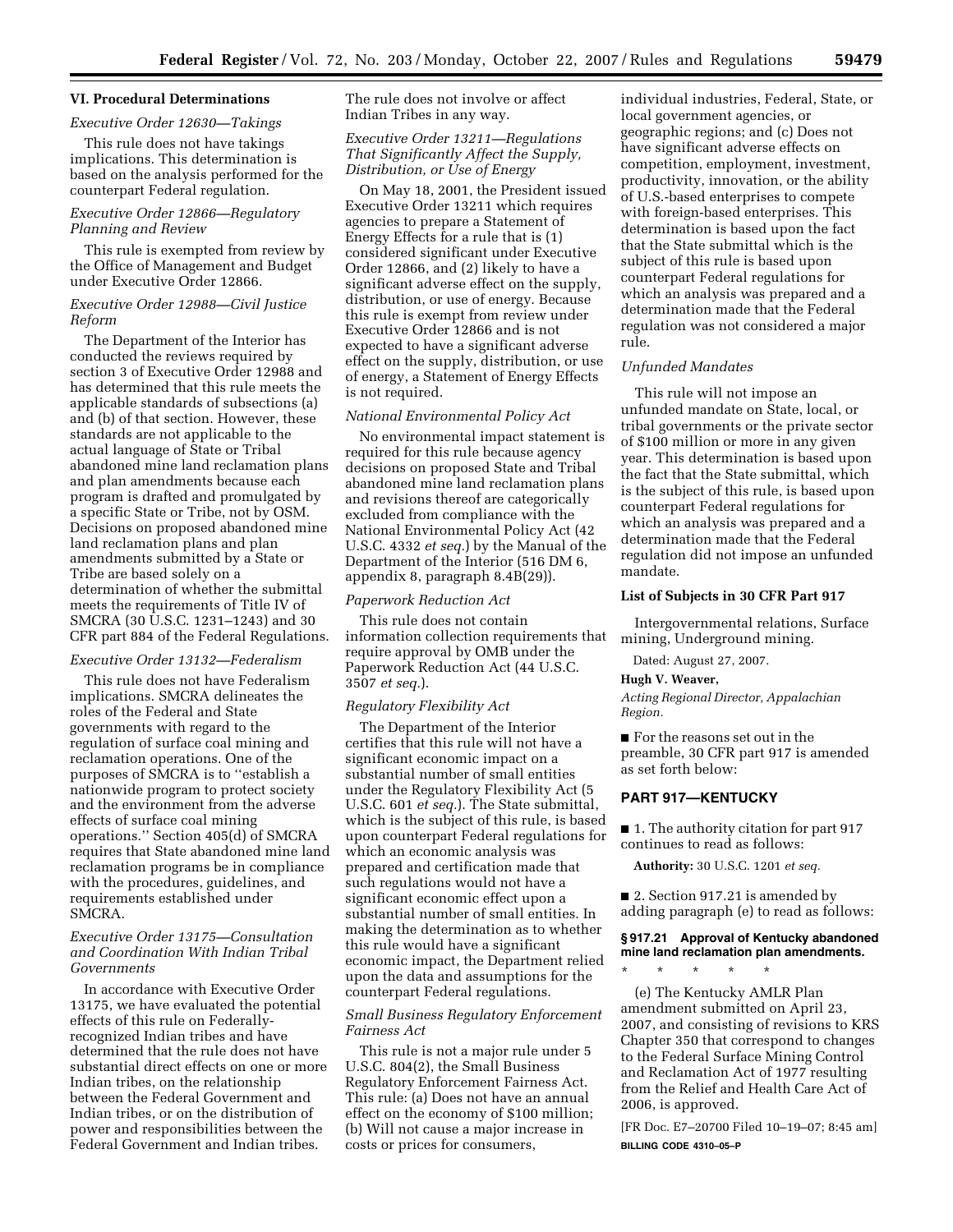## VI. Procedural Determinations

*Executive Order 12630—Takings*

This rule does not have takings implications. This determination is based on the analysis performed for the counterpart Federal regulation.

*Executive Order 12866—Regulatory Planning and Review*

This rule is exempted from review by the Office of Management and Budget under Executive Order 12866.

*Executive Order 12988—Civil Justice Reform*

The Department of the Interior has conducted the reviews required by section 3 of Executive Order 12988 and has determined that this rule meets the applicable standards of subsections (a) and (b) of that section. However, these standards are not applicable to the actual language of State or Tribal abandoned mine land reclamation plans and plan amendments because each program is drafted and promulgated by a specific State or Tribe, not by OSM. Decisions on proposed abandoned mine land reclamation plans and plan amendments submitted by a State or Tribe are based solely on a determination of whether the submittal meets the requirements of Title IV of SMCRA (30 U.S.C. 1231–1243) and 30 CFR part 884 of the Federal Regulations.

*Executive Order 13132—Federalism*

This rule does not have Federalism implications. SMCRA delineates the roles of the Federal and State governments with regard to the regulation of surface coal mining and reclamation operations. One of the purposes of SMCRA is to ''establish a nationwide program to protect society and the environment from the adverse effects of surface coal mining operations.'' Section 405(d) of SMCRA requires that State abandoned mine land reclamation programs be in compliance with the procedures, guidelines, and requirements established under SMCRA.

*Executive Order 13175—Consultation and Coordination With Indian Tribal Governments*

In accordance with Executive Order 13175, we have evaluated the potential effects of this rule on Federally-recognized Indian tribes and have determined that the rule does not have substantial direct effects on one or more Indian tribes, on the relationship between the Federal Government and Indian tribes, or on the distribution of power and responsibilities between the Federal Government and Indian tribes. The rule does not involve or affect Indian Tribes in any way.

*Executive Order 13211—Regulations That Significantly Affect the Supply, Distribution, or Use of Energy*

On May 18, 2001, the President issued Executive Order 13211 which requires agencies to prepare a Statement of Energy Effects for a rule that is (1) considered significant under Executive Order 12866, and (2) likely to have a significant adverse effect on the supply, distribution, or use of energy. Because this rule is exempt from review under Executive Order 12866 and is not expected to have a significant adverse effect on the supply, distribution, or use of energy, a Statement of Energy Effects is not required.

*National Environmental Policy Act*

No environmental impact statement is required for this rule because agency decisions on proposed State and Tribal abandoned mine land reclamation plans and revisions thereof are categorically excluded from compliance with the National Environmental Policy Act (42 U.S.C. 4332 *et seq.*) by the Manual of the Department of the Interior (516 DM 6, appendix 8, paragraph 8.4B(29)).

*Paperwork Reduction Act*

This rule does not contain information collection requirements that require approval by OMB under the Paperwork Reduction Act (44 U.S.C. 3507 *et seq.*).

*Regulatory Flexibility Act*

The Department of the Interior certifies that this rule will not have a significant economic impact on a substantial number of small entities under the Regulatory Flexibility Act (5 U.S.C. 601 *et seq.*). The State submittal, which is the subject of this rule, is based upon counterpart Federal regulations for which an economic analysis was prepared and certification made that such regulations would not have a significant economic effect upon a substantial number of small entities. In making the determination as to whether this rule would have a significant economic impact, the Department relied upon the data and assumptions for the counterpart Federal regulations.

*Small Business Regulatory Enforcement Fairness Act*

This rule is not a major rule under 5 U.S.C. 804(2), the Small Business Regulatory Enforcement Fairness Act. This rule: (a) Does not have an annual effect on the economy of $100 million; (b) Will not cause a major increase in costs or prices for consumers, individual industries, Federal, State, or local government agencies, or geographic regions; and (c) Does not have significant adverse effects on competition, employment, investment, productivity, innovation, or the ability of U.S.-based enterprises to compete with foreign-based enterprises. This determination is based upon the fact that the State submittal which is the subject of this rule is based upon counterpart Federal regulations for which an analysis was prepared and a determination made that the Federal regulation was not considered a major rule.

*Unfunded Mandates*

This rule will not impose an unfunded mandate on State, local, or tribal governments or the private sector of $100 million or more in any given year. This determination is based upon the fact that the State submittal, which is the subject of this rule, is based upon counterpart Federal regulations for which an analysis was prepared and a determination made that the Federal regulation did not impose an unfunded mandate.

**List of Subjects in 30 CFR Part 917**

Intergovernmental relations, Surface mining, Underground mining.

Dated: August 27, 2007.

**Hugh V. Weaver,**

*Acting Regional Director, Appalachian Region.*

■ For the reasons set out in the preamble, 30 CFR part 917 is amended as set forth below:

## PART 917—KENTUCKY

■ 1. The authority citation for part 917 continues to read as follows:

**Authority:** 30 U.S.C. 1201 *et seq.*

■ 2. Section 917.21 is amended by adding paragraph (e) to read as follows:

**§ 917.21 Approval of Kentucky abandoned mine land reclamation plan amendments.**

\* \* \* \* \*

(e) The Kentucky AMLR Plan amendment submitted on April 23, 2007, and consisting of revisions to KRS Chapter 350 that correspond to changes to the Federal Surface Mining Control and Reclamation Act of 1977 resulting from the Relief and Health Care Act of 2006, is approved.

[FR Doc. E7–20700 Filed 10–19–07; 8:45 am]

**BILLING CODE 4310–05–P**